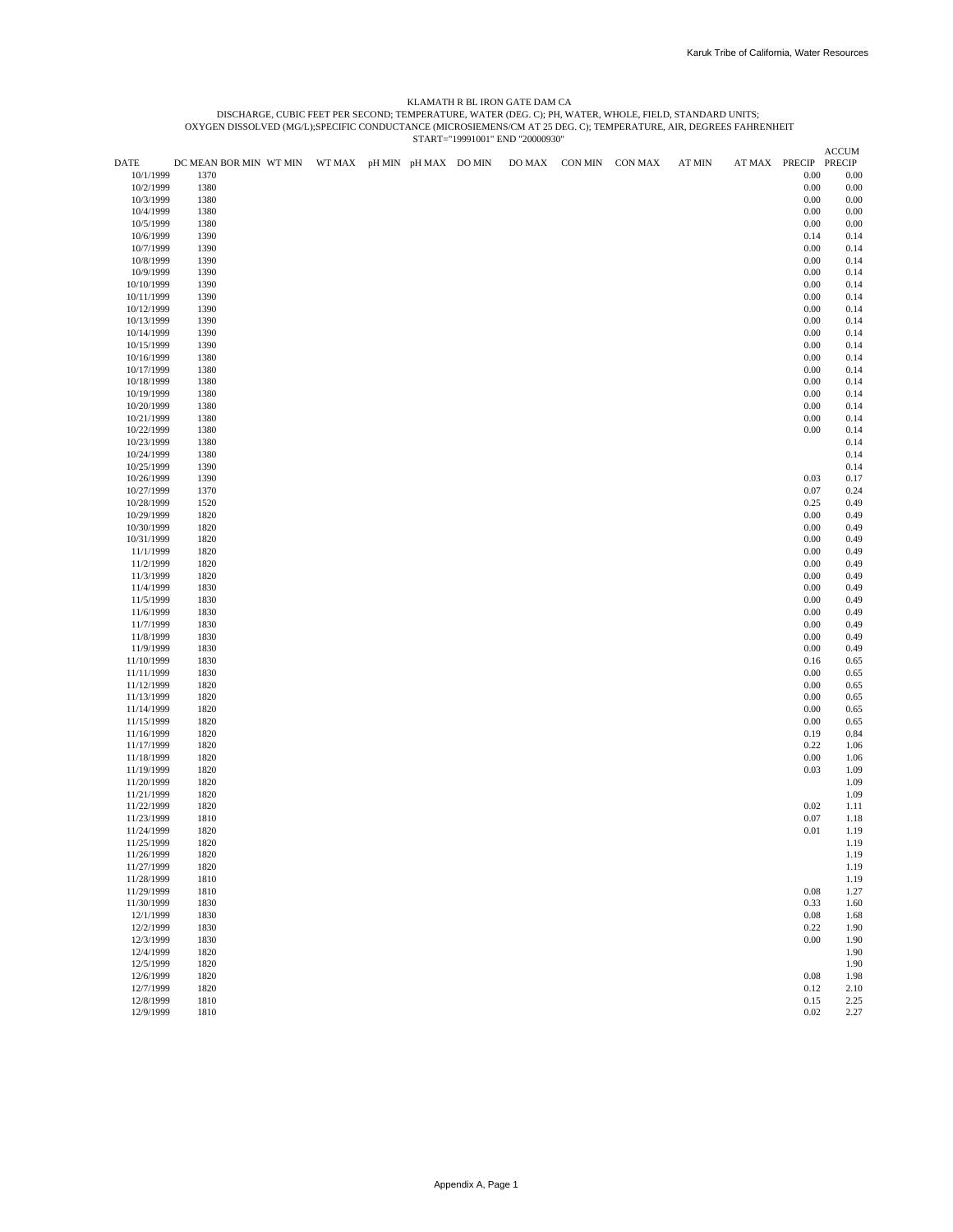KLAMATH R BL IRON GATE DAM CA
DISCHARGE, CUBIC FEET PER SECOND; TEMPERATURE, WATER (DEG. C); PH, WATER, WHOLE, FIELD, STANDARD UNITS;
OXYGEN DISSOLVED (MG/L);SPECIFIC CONDUCTANCE (MICROSIEMENS/CM AT 25 DEG. C); TEMPERATURE, AIR, DEGREES FAHRENHEIT
START="19991001" END "20000930"

| DATE | DC MEAN BOR | MIN WT MIN | WT MAX | pH MIN | pH MAX | DO MIN | DO MAX | CON MIN | CON MAX | AT MIN | AT MAX | PRECIP | ACCUM PRECIP |
|---|---|---|---|---|---|---|---|---|---|---|---|---|---|
| 10/1/1999 | 1370 | | | | | | | | | | | 0.00 | 0.00 |
| 10/2/1999 | 1380 | | | | | | | | | | | 0.00 | 0.00 |
| 10/3/1999 | 1380 | | | | | | | | | | | 0.00 | 0.00 |
| 10/4/1999 | 1380 | | | | | | | | | | | 0.00 | 0.00 |
| 10/5/1999 | 1380 | | | | | | | | | | | 0.00 | 0.00 |
| 10/6/1999 | 1390 | | | | | | | | | | | 0.14 | 0.14 |
| 10/7/1999 | 1390 | | | | | | | | | | | 0.00 | 0.14 |
| 10/8/1999 | 1390 | | | | | | | | | | | 0.00 | 0.14 |
| 10/9/1999 | 1390 | | | | | | | | | | | 0.00 | 0.14 |
| 10/10/1999 | 1390 | | | | | | | | | | | 0.00 | 0.14 |
| 10/11/1999 | 1390 | | | | | | | | | | | 0.00 | 0.14 |
| 10/12/1999 | 1390 | | | | | | | | | | | 0.00 | 0.14 |
| 10/13/1999 | 1390 | | | | | | | | | | | 0.00 | 0.14 |
| 10/14/1999 | 1390 | | | | | | | | | | | 0.00 | 0.14 |
| 10/15/1999 | 1390 | | | | | | | | | | | 0.00 | 0.14 |
| 10/16/1999 | 1380 | | | | | | | | | | | 0.00 | 0.14 |
| 10/17/1999 | 1380 | | | | | | | | | | | 0.00 | 0.14 |
| 10/18/1999 | 1380 | | | | | | | | | | | 0.00 | 0.14 |
| 10/19/1999 | 1380 | | | | | | | | | | | 0.00 | 0.14 |
| 10/20/1999 | 1380 | | | | | | | | | | | 0.00 | 0.14 |
| 10/21/1999 | 1380 | | | | | | | | | | | 0.00 | 0.14 |
| 10/22/1999 | 1380 | | | | | | | | | | | 0.00 | 0.14 |
| 10/23/1999 | 1380 | | | | | | | | | | | | 0.14 |
| 10/24/1999 | 1380 | | | | | | | | | | | | 0.14 |
| 10/25/1999 | 1390 | | | | | | | | | | | | 0.14 |
| 10/26/1999 | 1390 | | | | | | | | | | | 0.03 | 0.17 |
| 10/27/1999 | 1370 | | | | | | | | | | | 0.07 | 0.24 |
| 10/28/1999 | 1520 | | | | | | | | | | | 0.25 | 0.49 |
| 10/29/1999 | 1820 | | | | | | | | | | | 0.00 | 0.49 |
| 10/30/1999 | 1820 | | | | | | | | | | | 0.00 | 0.49 |
| 10/31/1999 | 1820 | | | | | | | | | | | 0.00 | 0.49 |
| 11/1/1999 | 1820 | | | | | | | | | | | 0.00 | 0.49 |
| 11/2/1999 | 1820 | | | | | | | | | | | 0.00 | 0.49 |
| 11/3/1999 | 1820 | | | | | | | | | | | 0.00 | 0.49 |
| 11/4/1999 | 1830 | | | | | | | | | | | 0.00 | 0.49 |
| 11/5/1999 | 1830 | | | | | | | | | | | 0.00 | 0.49 |
| 11/6/1999 | 1830 | | | | | | | | | | | 0.00 | 0.49 |
| 11/7/1999 | 1830 | | | | | | | | | | | 0.00 | 0.49 |
| 11/8/1999 | 1830 | | | | | | | | | | | 0.00 | 0.49 |
| 11/9/1999 | 1830 | | | | | | | | | | | 0.00 | 0.49 |
| 11/10/1999 | 1830 | | | | | | | | | | | 0.16 | 0.65 |
| 11/11/1999 | 1830 | | | | | | | | | | | 0.00 | 0.65 |
| 11/12/1999 | 1820 | | | | | | | | | | | 0.00 | 0.65 |
| 11/13/1999 | 1820 | | | | | | | | | | | 0.00 | 0.65 |
| 11/14/1999 | 1820 | | | | | | | | | | | 0.00 | 0.65 |
| 11/15/1999 | 1820 | | | | | | | | | | | 0.00 | 0.65 |
| 11/16/1999 | 1820 | | | | | | | | | | | 0.19 | 0.84 |
| 11/17/1999 | 1820 | | | | | | | | | | | 0.22 | 1.06 |
| 11/18/1999 | 1820 | | | | | | | | | | | 0.00 | 1.06 |
| 11/19/1999 | 1820 | | | | | | | | | | | 0.03 | 1.09 |
| 11/20/1999 | 1820 | | | | | | | | | | | | 1.09 |
| 11/21/1999 | 1820 | | | | | | | | | | | | 1.09 |
| 11/22/1999 | 1820 | | | | | | | | | | | 0.02 | 1.11 |
| 11/23/1999 | 1810 | | | | | | | | | | | 0.07 | 1.18 |
| 11/24/1999 | 1820 | | | | | | | | | | | 0.01 | 1.19 |
| 11/25/1999 | 1820 | | | | | | | | | | | | 1.19 |
| 11/26/1999 | 1820 | | | | | | | | | | | | 1.19 |
| 11/27/1999 | 1820 | | | | | | | | | | | | 1.19 |
| 11/28/1999 | 1810 | | | | | | | | | | | | 1.19 |
| 11/29/1999 | 1810 | | | | | | | | | | | 0.08 | 1.27 |
| 11/30/1999 | 1830 | | | | | | | | | | | 0.33 | 1.60 |
| 12/1/1999 | 1830 | | | | | | | | | | | 0.08 | 1.68 |
| 12/2/1999 | 1830 | | | | | | | | | | | 0.22 | 1.90 |
| 12/3/1999 | 1830 | | | | | | | | | | | 0.00 | 1.90 |
| 12/4/1999 | 1820 | | | | | | | | | | | | 1.90 |
| 12/5/1999 | 1820 | | | | | | | | | | | | 1.90 |
| 12/6/1999 | 1820 | | | | | | | | | | | 0.08 | 1.98 |
| 12/7/1999 | 1820 | | | | | | | | | | | 0.12 | 2.10 |
| 12/8/1999 | 1810 | | | | | | | | | | | 0.15 | 2.25 |
| 12/9/1999 | 1810 | | | | | | | | | | | 0.02 | 2.27 |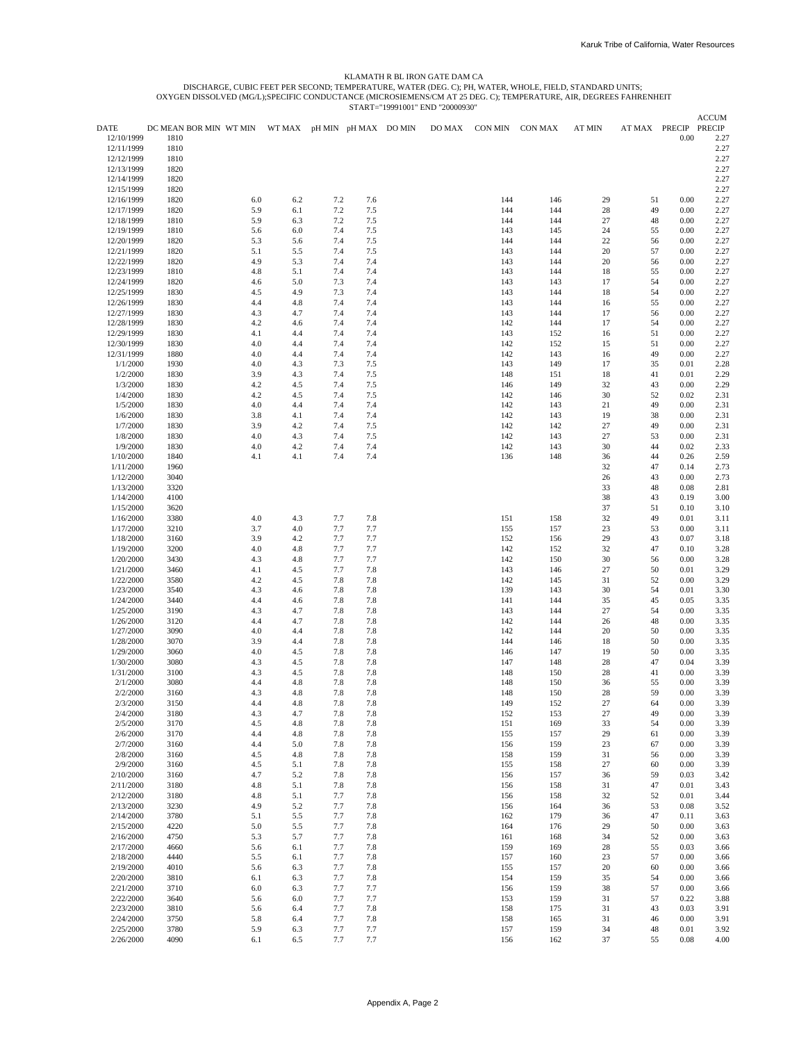KLAMATH R BL IRON GATE DAM CA

DISCHARGE, CUBIC FEET PER SECOND; TEMPERATURE, WATER (DEG. C); PH, WATER, WHOLE, FIELD, STANDARD UNITS; OXYGEN DISSOLVED (MG/L);SPECIFIC CONDUCTANCE (MICROSIEMENS/CM AT 25 DEG. C); TEMPERATURE, AIR, DEGREES FAHRENHEIT

START="19991001" END "20000930"

| DATE | DC MEAN BOR MIN | WT MIN | WT MAX | pH MIN | pH MAX | DO MIN | DO MAX | CON MIN | CON MAX | AT MIN | AT MAX | PRECIP | ACCUM PRECIP |
|---|---|---|---|---|---|---|---|---|---|---|---|---|---|
| 12/10/1999 | 1810 | | | | | | | | | | | 0.00 | 2.27 |
| 12/11/1999 | 1810 | | | | | | | | | | | | 2.27 |
| 12/12/1999 | 1810 | | | | | | | | | | | | 2.27 |
| 12/13/1999 | 1820 | | | | | | | | | | | | 2.27 |
| 12/14/1999 | 1820 | | | | | | | | | | | | 2.27 |
| 12/15/1999 | 1820 | | | | | | | | | | | | 2.27 |
| 12/16/1999 | 1820 | 6.0 | 6.2 | 7.2 | 7.6 | | | 144 | 146 | 29 | 51 | 0.00 | 2.27 |
| 12/17/1999 | 1820 | 5.9 | 6.1 | 7.2 | 7.5 | | | 144 | 144 | 28 | 49 | 0.00 | 2.27 |
| 12/18/1999 | 1810 | 5.9 | 6.3 | 7.2 | 7.5 | | | 144 | 144 | 27 | 48 | 0.00 | 2.27 |
| 12/19/1999 | 1810 | 5.6 | 6.0 | 7.4 | 7.5 | | | 143 | 145 | 24 | 55 | 0.00 | 2.27 |
| 12/20/1999 | 1820 | 5.3 | 5.6 | 7.4 | 7.5 | | | 144 | 144 | 22 | 56 | 0.00 | 2.27 |
| 12/21/1999 | 1820 | 5.1 | 5.5 | 7.4 | 7.5 | | | 143 | 144 | 20 | 57 | 0.00 | 2.27 |
| 12/22/1999 | 1820 | 4.9 | 5.3 | 7.4 | 7.4 | | | 143 | 144 | 20 | 56 | 0.00 | 2.27 |
| 12/23/1999 | 1810 | 4.8 | 5.1 | 7.4 | 7.4 | | | 143 | 144 | 18 | 55 | 0.00 | 2.27 |
| 12/24/1999 | 1820 | 4.6 | 5.0 | 7.3 | 7.4 | | | 143 | 143 | 17 | 54 | 0.00 | 2.27 |
| 12/25/1999 | 1830 | 4.5 | 4.9 | 7.3 | 7.4 | | | 143 | 144 | 18 | 54 | 0.00 | 2.27 |
| 12/26/1999 | 1830 | 4.4 | 4.8 | 7.4 | 7.4 | | | 143 | 144 | 16 | 55 | 0.00 | 2.27 |
| 12/27/1999 | 1830 | 4.3 | 4.7 | 7.4 | 7.4 | | | 143 | 144 | 17 | 56 | 0.00 | 2.27 |
| 12/28/1999 | 1830 | 4.2 | 4.6 | 7.4 | 7.4 | | | 142 | 144 | 17 | 54 | 0.00 | 2.27 |
| 12/29/1999 | 1830 | 4.1 | 4.4 | 7.4 | 7.4 | | | 143 | 152 | 16 | 51 | 0.00 | 2.27 |
| 12/30/1999 | 1830 | 4.0 | 4.4 | 7.4 | 7.4 | | | 142 | 152 | 15 | 51 | 0.00 | 2.27 |
| 12/31/1999 | 1880 | 4.0 | 4.4 | 7.4 | 7.4 | | | 142 | 143 | 16 | 49 | 0.00 | 2.27 |
| 1/1/2000 | 1930 | 4.0 | 4.3 | 7.3 | 7.5 | | | 143 | 149 | 17 | 35 | 0.01 | 2.28 |
| 1/2/2000 | 1830 | 3.9 | 4.3 | 7.4 | 7.5 | | | 148 | 151 | 18 | 41 | 0.01 | 2.29 |
| 1/3/2000 | 1830 | 4.2 | 4.5 | 7.4 | 7.5 | | | 146 | 149 | 32 | 43 | 0.00 | 2.29 |
| 1/4/2000 | 1830 | 4.2 | 4.5 | 7.4 | 7.5 | | | 142 | 146 | 30 | 52 | 0.02 | 2.31 |
| 1/5/2000 | 1830 | 4.0 | 4.4 | 7.4 | 7.4 | | | 142 | 143 | 21 | 49 | 0.00 | 2.31 |
| 1/6/2000 | 1830 | 3.8 | 4.1 | 7.4 | 7.4 | | | 142 | 143 | 19 | 38 | 0.00 | 2.31 |
| 1/7/2000 | 1830 | 3.9 | 4.2 | 7.4 | 7.5 | | | 142 | 142 | 27 | 49 | 0.00 | 2.31 |
| 1/8/2000 | 1830 | 4.0 | 4.3 | 7.4 | 7.5 | | | 142 | 143 | 27 | 53 | 0.00 | 2.31 |
| 1/9/2000 | 1830 | 4.0 | 4.2 | 7.4 | 7.4 | | | 142 | 143 | 30 | 44 | 0.02 | 2.33 |
| 1/10/2000 | 1840 | 4.1 | 4.1 | 7.4 | 7.4 | | | 136 | 148 | 36 | 44 | 0.26 | 2.59 |
| 1/11/2000 | 1960 | | | | | | | | | 32 | 47 | 0.14 | 2.73 |
| 1/12/2000 | 3040 | | | | | | | | | 26 | 43 | 0.00 | 2.73 |
| 1/13/2000 | 3320 | | | | | | | | | 33 | 48 | 0.08 | 2.81 |
| 1/14/2000 | 4100 | | | | | | | | | 38 | 43 | 0.19 | 3.00 |
| 1/15/2000 | 3620 | | | | | | | | | 37 | 51 | 0.10 | 3.10 |
| 1/16/2000 | 3380 | 4.0 | 4.3 | 7.7 | 7.8 | | | 151 | 158 | 32 | 49 | 0.01 | 3.11 |
| 1/17/2000 | 3210 | 3.7 | 4.0 | 7.7 | 7.7 | | | 155 | 157 | 23 | 53 | 0.00 | 3.11 |
| 1/18/2000 | 3160 | 3.9 | 4.2 | 7.7 | 7.7 | | | 152 | 156 | 29 | 43 | 0.07 | 3.18 |
| 1/19/2000 | 3200 | 4.0 | 4.8 | 7.7 | 7.7 | | | 142 | 152 | 32 | 47 | 0.10 | 3.28 |
| 1/20/2000 | 3430 | 4.3 | 4.8 | 7.7 | 7.7 | | | 142 | 150 | 30 | 56 | 0.00 | 3.28 |
| 1/21/2000 | 3460 | 4.1 | 4.5 | 7.7 | 7.8 | | | 143 | 146 | 27 | 50 | 0.01 | 3.29 |
| 1/22/2000 | 3580 | 4.2 | 4.5 | 7.8 | 7.8 | | | 142 | 145 | 31 | 52 | 0.00 | 3.29 |
| 1/23/2000 | 3540 | 4.3 | 4.6 | 7.8 | 7.8 | | | 139 | 143 | 30 | 54 | 0.01 | 3.30 |
| 1/24/2000 | 3440 | 4.4 | 4.6 | 7.8 | 7.8 | | | 141 | 144 | 35 | 45 | 0.05 | 3.35 |
| 1/25/2000 | 3190 | 4.3 | 4.7 | 7.8 | 7.8 | | | 143 | 144 | 27 | 54 | 0.00 | 3.35 |
| 1/26/2000 | 3120 | 4.4 | 4.7 | 7.8 | 7.8 | | | 142 | 144 | 26 | 48 | 0.00 | 3.35 |
| 1/27/2000 | 3090 | 4.0 | 4.4 | 7.8 | 7.8 | | | 142 | 144 | 20 | 50 | 0.00 | 3.35 |
| 1/28/2000 | 3070 | 3.9 | 4.4 | 7.8 | 7.8 | | | 144 | 146 | 18 | 50 | 0.00 | 3.35 |
| 1/29/2000 | 3060 | 4.0 | 4.5 | 7.8 | 7.8 | | | 146 | 147 | 19 | 50 | 0.00 | 3.35 |
| 1/30/2000 | 3080 | 4.3 | 4.5 | 7.8 | 7.8 | | | 147 | 148 | 28 | 47 | 0.04 | 3.39 |
| 1/31/2000 | 3100 | 4.3 | 4.5 | 7.8 | 7.8 | | | 148 | 150 | 28 | 41 | 0.00 | 3.39 |
| 2/1/2000 | 3080 | 4.4 | 4.8 | 7.8 | 7.8 | | | 148 | 150 | 36 | 55 | 0.00 | 3.39 |
| 2/2/2000 | 3160 | 4.3 | 4.8 | 7.8 | 7.8 | | | 148 | 150 | 28 | 59 | 0.00 | 3.39 |
| 2/3/2000 | 3150 | 4.4 | 4.8 | 7.8 | 7.8 | | | 149 | 152 | 27 | 64 | 0.00 | 3.39 |
| 2/4/2000 | 3180 | 4.3 | 4.7 | 7.8 | 7.8 | | | 152 | 153 | 27 | 49 | 0.00 | 3.39 |
| 2/5/2000 | 3170 | 4.5 | 4.8 | 7.8 | 7.8 | | | 151 | 169 | 33 | 54 | 0.00 | 3.39 |
| 2/6/2000 | 3170 | 4.4 | 4.8 | 7.8 | 7.8 | | | 155 | 157 | 29 | 61 | 0.00 | 3.39 |
| 2/7/2000 | 3160 | 4.4 | 5.0 | 7.8 | 7.8 | | | 156 | 159 | 23 | 67 | 0.00 | 3.39 |
| 2/8/2000 | 3160 | 4.5 | 4.8 | 7.8 | 7.8 | | | 158 | 159 | 31 | 56 | 0.00 | 3.39 |
| 2/9/2000 | 3160 | 4.5 | 5.1 | 7.8 | 7.8 | | | 155 | 158 | 27 | 60 | 0.00 | 3.39 |
| 2/10/2000 | 3160 | 4.7 | 5.2 | 7.8 | 7.8 | | | 156 | 157 | 36 | 59 | 0.03 | 3.42 |
| 2/11/2000 | 3180 | 4.8 | 5.1 | 7.8 | 7.8 | | | 156 | 158 | 31 | 47 | 0.01 | 3.43 |
| 2/12/2000 | 3180 | 4.8 | 5.1 | 7.7 | 7.8 | | | 156 | 158 | 32 | 52 | 0.01 | 3.44 |
| 2/13/2000 | 3230 | 4.9 | 5.2 | 7.7 | 7.8 | | | 156 | 164 | 36 | 53 | 0.08 | 3.52 |
| 2/14/2000 | 3780 | 5.1 | 5.5 | 7.7 | 7.8 | | | 162 | 179 | 36 | 47 | 0.11 | 3.63 |
| 2/15/2000 | 4220 | 5.0 | 5.5 | 7.7 | 7.8 | | | 164 | 176 | 29 | 50 | 0.00 | 3.63 |
| 2/16/2000 | 4750 | 5.3 | 5.7 | 7.7 | 7.8 | | | 161 | 168 | 34 | 52 | 0.00 | 3.63 |
| 2/17/2000 | 4660 | 5.6 | 6.1 | 7.7 | 7.8 | | | 159 | 169 | 28 | 55 | 0.03 | 3.66 |
| 2/18/2000 | 4440 | 5.5 | 6.1 | 7.7 | 7.8 | | | 157 | 160 | 23 | 57 | 0.00 | 3.66 |
| 2/19/2000 | 4010 | 5.6 | 6.3 | 7.7 | 7.8 | | | 155 | 157 | 20 | 60 | 0.00 | 3.66 |
| 2/20/2000 | 3810 | 6.1 | 6.3 | 7.7 | 7.8 | | | 154 | 159 | 35 | 54 | 0.00 | 3.66 |
| 2/21/2000 | 3710 | 6.0 | 6.3 | 7.7 | 7.7 | | | 156 | 159 | 38 | 57 | 0.00 | 3.66 |
| 2/22/2000 | 3640 | 5.6 | 6.0 | 7.7 | 7.7 | | | 153 | 159 | 31 | 57 | 0.22 | 3.88 |
| 2/23/2000 | 3810 | 5.6 | 6.4 | 7.7 | 7.8 | | | 158 | 175 | 31 | 43 | 0.03 | 3.91 |
| 2/24/2000 | 3750 | 5.8 | 6.4 | 7.7 | 7.8 | | | 158 | 165 | 31 | 46 | 0.00 | 3.91 |
| 2/25/2000 | 3780 | 5.9 | 6.3 | 7.7 | 7.7 | | | 157 | 159 | 34 | 48 | 0.01 | 3.92 |
| 2/26/2000 | 4090 | 6.1 | 6.5 | 7.7 | 7.7 | | | 156 | 162 | 37 | 55 | 0.08 | 4.00 |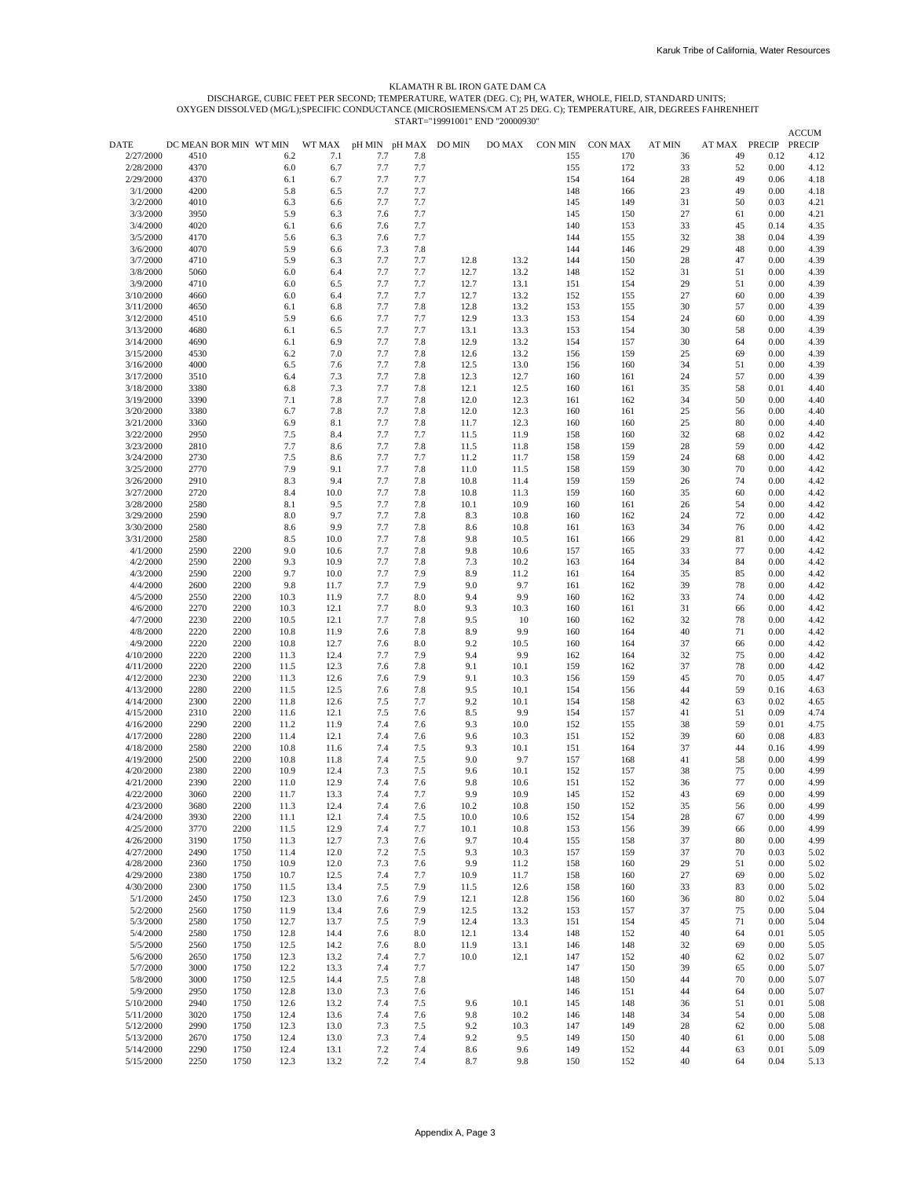KLAMATH R BL IRON GATE DAM CA

DISCHARGE, CUBIC FEET PER SECOND; TEMPERATURE, WATER (DEG. C); PH, WATER, WHOLE, FIELD, STANDARD UNITS;
OXYGEN DISSOLVED (MG/L);SPECIFIC CONDUCTANCE (MICROSIEMENS/CM AT 25 DEG. C); TEMPERATURE, AIR, DEGREES FAHRENHEIT
START="19991001" END "20000930"

| DATE | DC MEAN | BOR MIN | WT MIN | WT MAX | pH MIN | pH MAX | DO MIN | DO MAX | CON MIN | CON MAX | AT MIN | AT MAX | PRECIP | ACCUM PRECIP |
|---|---|---|---|---|---|---|---|---|---|---|---|---|---|---|
| 2/27/2000 | 4510 | | 6.2 | 7.1 | 7.7 | 7.8 | | | 155 | 170 | 36 | 49 | 0.12 | 4.12 |
| 2/28/2000 | 4370 | | 6.0 | 6.7 | 7.7 | 7.7 | | | 155 | 172 | 33 | 52 | 0.00 | 4.12 |
| 2/29/2000 | 4370 | | 6.1 | 6.7 | 7.7 | 7.7 | | | 154 | 164 | 28 | 49 | 0.06 | 4.18 |
| 3/1/2000 | 4200 | | 5.8 | 6.5 | 7.7 | 7.7 | | | 148 | 166 | 23 | 49 | 0.00 | 4.18 |
| 3/2/2000 | 4010 | | 6.3 | 6.6 | 7.7 | 7.7 | | | 145 | 149 | 31 | 50 | 0.03 | 4.21 |
| 3/3/2000 | 3950 | | 5.9 | 6.3 | 7.6 | 7.7 | | | 145 | 150 | 27 | 61 | 0.00 | 4.21 |
| 3/4/2000 | 4020 | | 6.1 | 6.6 | 7.6 | 7.7 | | | 140 | 153 | 33 | 45 | 0.14 | 4.35 |
| 3/5/2000 | 4170 | | 5.6 | 6.3 | 7.6 | 7.7 | | | 144 | 155 | 32 | 38 | 0.04 | 4.39 |
| 3/6/2000 | 4070 | | 5.9 | 6.6 | 7.3 | 7.8 | | | 144 | 146 | 29 | 48 | 0.00 | 4.39 |
| 3/7/2000 | 4710 | | 5.9 | 6.3 | 7.7 | 7.7 | 12.8 | 13.2 | 144 | 150 | 28 | 47 | 0.00 | 4.39 |
| 3/8/2000 | 5060 | | 6.0 | 6.4 | 7.7 | 7.7 | 12.7 | 13.2 | 148 | 152 | 31 | 51 | 0.00 | 4.39 |
| 3/9/2000 | 4710 | | 6.0 | 6.5 | 7.7 | 7.7 | 12.7 | 13.1 | 151 | 154 | 29 | 51 | 0.00 | 4.39 |
| 3/10/2000 | 4660 | | 6.0 | 6.4 | 7.7 | 7.7 | 12.7 | 13.2 | 152 | 155 | 27 | 60 | 0.00 | 4.39 |
| 3/11/2000 | 4650 | | 6.1 | 6.8 | 7.7 | 7.8 | 12.8 | 13.2 | 153 | 155 | 30 | 57 | 0.00 | 4.39 |
| 3/12/2000 | 4510 | | 5.9 | 6.6 | 7.7 | 7.7 | 12.9 | 13.3 | 153 | 154 | 24 | 60 | 0.00 | 4.39 |
| 3/13/2000 | 4680 | | 6.1 | 6.5 | 7.7 | 7.7 | 13.1 | 13.3 | 153 | 154 | 30 | 58 | 0.00 | 4.39 |
| 3/14/2000 | 4690 | | 6.1 | 6.9 | 7.7 | 7.8 | 12.9 | 13.2 | 154 | 157 | 30 | 64 | 0.00 | 4.39 |
| 3/15/2000 | 4530 | | 6.2 | 7.0 | 7.7 | 7.8 | 12.6 | 13.2 | 156 | 159 | 25 | 69 | 0.00 | 4.39 |
| 3/16/2000 | 4000 | | 6.5 | 7.6 | 7.7 | 7.8 | 12.5 | 13.0 | 156 | 160 | 34 | 51 | 0.00 | 4.39 |
| 3/17/2000 | 3510 | | 6.4 | 7.3 | 7.7 | 7.8 | 12.3 | 12.7 | 160 | 161 | 24 | 57 | 0.00 | 4.39 |
| 3/18/2000 | 3380 | | 6.8 | 7.3 | 7.7 | 7.8 | 12.1 | 12.5 | 160 | 161 | 35 | 58 | 0.01 | 4.40 |
| 3/19/2000 | 3390 | | 7.1 | 7.8 | 7.7 | 7.8 | 12.0 | 12.3 | 161 | 162 | 34 | 50 | 0.00 | 4.40 |
| 3/20/2000 | 3380 | | 6.7 | 7.8 | 7.7 | 7.8 | 12.0 | 12.3 | 160 | 161 | 25 | 56 | 0.00 | 4.40 |
| 3/21/2000 | 3360 | | 6.9 | 8.1 | 7.7 | 7.8 | 11.7 | 12.3 | 160 | 160 | 25 | 80 | 0.00 | 4.40 |
| 3/22/2000 | 2950 | | 7.5 | 8.4 | 7.7 | 7.7 | 11.5 | 11.9 | 158 | 160 | 32 | 68 | 0.02 | 4.42 |
| 3/23/2000 | 2810 | | 7.7 | 8.6 | 7.7 | 7.8 | 11.5 | 11.8 | 158 | 159 | 28 | 59 | 0.00 | 4.42 |
| 3/24/2000 | 2730 | | 7.5 | 8.6 | 7.7 | 7.7 | 11.2 | 11.7 | 158 | 159 | 24 | 68 | 0.00 | 4.42 |
| 3/25/2000 | 2770 | | 7.9 | 9.1 | 7.7 | 7.8 | 11.0 | 11.5 | 158 | 159 | 30 | 70 | 0.00 | 4.42 |
| 3/26/2000 | 2910 | | 8.3 | 9.4 | 7.7 | 7.8 | 10.8 | 11.4 | 159 | 159 | 26 | 74 | 0.00 | 4.42 |
| 3/27/2000 | 2720 | | 8.4 | 10.0 | 7.7 | 7.8 | 10.8 | 11.3 | 159 | 160 | 35 | 60 | 0.00 | 4.42 |
| 3/28/2000 | 2580 | | 8.1 | 9.5 | 7.7 | 7.8 | 10.1 | 10.9 | 160 | 161 | 26 | 54 | 0.00 | 4.42 |
| 3/29/2000 | 2590 | | 8.0 | 9.7 | 7.7 | 7.8 | 8.3 | 10.8 | 160 | 162 | 24 | 72 | 0.00 | 4.42 |
| 3/30/2000 | 2580 | | 8.6 | 9.9 | 7.7 | 7.8 | 8.6 | 10.8 | 161 | 163 | 34 | 76 | 0.00 | 4.42 |
| 3/31/2000 | 2580 | | 8.5 | 10.0 | 7.7 | 7.8 | 9.8 | 10.5 | 161 | 166 | 29 | 81 | 0.00 | 4.42 |
| 4/1/2000 | 2590 | 2200 | 9.0 | 10.6 | 7.7 | 7.8 | 9.8 | 10.6 | 157 | 165 | 33 | 77 | 0.00 | 4.42 |
| 4/2/2000 | 2590 | 2200 | 9.3 | 10.9 | 7.7 | 7.8 | 7.3 | 10.2 | 163 | 164 | 34 | 84 | 0.00 | 4.42 |
| 4/3/2000 | 2590 | 2200 | 9.7 | 10.0 | 7.7 | 7.9 | 8.9 | 11.2 | 161 | 164 | 35 | 85 | 0.00 | 4.42 |
| 4/4/2000 | 2600 | 2200 | 9.8 | 11.7 | 7.7 | 7.9 | 9.0 | 9.7 | 161 | 162 | 39 | 78 | 0.00 | 4.42 |
| 4/5/2000 | 2550 | 2200 | 10.3 | 11.9 | 7.7 | 8.0 | 9.4 | 9.9 | 160 | 162 | 33 | 74 | 0.00 | 4.42 |
| 4/6/2000 | 2270 | 2200 | 10.3 | 12.1 | 7.7 | 8.0 | 9.3 | 10.3 | 160 | 161 | 31 | 66 | 0.00 | 4.42 |
| 4/7/2000 | 2230 | 2200 | 10.5 | 12.1 | 7.7 | 7.8 | 9.5 | 10 | 160 | 162 | 32 | 78 | 0.00 | 4.42 |
| 4/8/2000 | 2220 | 2200 | 10.8 | 11.9 | 7.6 | 7.8 | 8.9 | 9.9 | 160 | 164 | 40 | 71 | 0.00 | 4.42 |
| 4/9/2000 | 2220 | 2200 | 10.8 | 12.7 | 7.6 | 8.0 | 9.2 | 10.5 | 160 | 164 | 37 | 66 | 0.00 | 4.42 |
| 4/10/2000 | 2220 | 2200 | 11.3 | 12.4 | 7.7 | 7.9 | 9.4 | 9.9 | 162 | 164 | 32 | 75 | 0.00 | 4.42 |
| 4/11/2000 | 2220 | 2200 | 11.5 | 12.3 | 7.6 | 7.8 | 9.1 | 10.1 | 159 | 162 | 37 | 78 | 0.00 | 4.42 |
| 4/12/2000 | 2230 | 2200 | 11.3 | 12.6 | 7.6 | 7.9 | 9.1 | 10.3 | 156 | 159 | 45 | 70 | 0.05 | 4.47 |
| 4/13/2000 | 2280 | 2200 | 11.5 | 12.5 | 7.6 | 7.8 | 9.5 | 10.1 | 154 | 156 | 44 | 59 | 0.16 | 4.63 |
| 4/14/2000 | 2300 | 2200 | 11.8 | 12.6 | 7.5 | 7.7 | 9.2 | 10.1 | 154 | 158 | 42 | 63 | 0.02 | 4.65 |
| 4/15/2000 | 2310 | 2200 | 11.6 | 12.1 | 7.5 | 7.6 | 8.5 | 9.9 | 154 | 157 | 41 | 51 | 0.09 | 4.74 |
| 4/16/2000 | 2290 | 2200 | 11.2 | 11.9 | 7.4 | 7.6 | 9.3 | 10.0 | 152 | 155 | 38 | 59 | 0.01 | 4.75 |
| 4/17/2000 | 2280 | 2200 | 11.4 | 12.1 | 7.4 | 7.6 | 9.6 | 10.3 | 151 | 152 | 39 | 60 | 0.08 | 4.83 |
| 4/18/2000 | 2580 | 2200 | 10.8 | 11.6 | 7.4 | 7.5 | 9.3 | 10.1 | 151 | 164 | 37 | 44 | 0.16 | 4.99 |
| 4/19/2000 | 2500 | 2200 | 10.8 | 11.8 | 7.4 | 7.5 | 9.0 | 9.7 | 157 | 168 | 41 | 58 | 0.00 | 4.99 |
| 4/20/2000 | 2380 | 2200 | 10.9 | 12.4 | 7.3 | 7.5 | 9.6 | 10.1 | 152 | 157 | 38 | 75 | 0.00 | 4.99 |
| 4/21/2000 | 2390 | 2200 | 11.0 | 12.9 | 7.4 | 7.6 | 9.8 | 10.6 | 151 | 152 | 36 | 77 | 0.00 | 4.99 |
| 4/22/2000 | 3060 | 2200 | 11.7 | 13.3 | 7.4 | 7.7 | 9.9 | 10.9 | 145 | 152 | 43 | 69 | 0.00 | 4.99 |
| 4/23/2000 | 3680 | 2200 | 11.3 | 12.4 | 7.4 | 7.6 | 10.2 | 10.8 | 150 | 152 | 35 | 56 | 0.00 | 4.99 |
| 4/24/2000 | 3930 | 2200 | 11.1 | 12.1 | 7.4 | 7.5 | 10.0 | 10.6 | 152 | 154 | 28 | 67 | 0.00 | 4.99 |
| 4/25/2000 | 3770 | 2200 | 11.5 | 12.9 | 7.4 | 7.7 | 10.1 | 10.8 | 153 | 156 | 39 | 66 | 0.00 | 4.99 |
| 4/26/2000 | 3190 | 1750 | 11.3 | 12.7 | 7.3 | 7.6 | 9.7 | 10.4 | 155 | 158 | 37 | 80 | 0.00 | 4.99 |
| 4/27/2000 | 2490 | 1750 | 11.4 | 12.0 | 7.2 | 7.5 | 9.3 | 10.3 | 157 | 159 | 37 | 70 | 0.03 | 5.02 |
| 4/28/2000 | 2360 | 1750 | 10.9 | 12.0 | 7.3 | 7.6 | 9.9 | 11.2 | 158 | 160 | 29 | 51 | 0.00 | 5.02 |
| 4/29/2000 | 2380 | 1750 | 10.7 | 12.5 | 7.4 | 7.7 | 10.9 | 11.7 | 158 | 160 | 27 | 69 | 0.00 | 5.02 |
| 4/30/2000 | 2300 | 1750 | 11.5 | 13.4 | 7.5 | 7.9 | 11.5 | 12.6 | 158 | 160 | 33 | 83 | 0.00 | 5.02 |
| 5/1/2000 | 2450 | 1750 | 12.3 | 13.0 | 7.6 | 7.9 | 12.1 | 12.8 | 156 | 160 | 36 | 80 | 0.02 | 5.04 |
| 5/2/2000 | 2560 | 1750 | 11.9 | 13.4 | 7.6 | 7.9 | 12.5 | 13.2 | 153 | 157 | 37 | 75 | 0.00 | 5.04 |
| 5/3/2000 | 2580 | 1750 | 12.7 | 13.7 | 7.5 | 7.9 | 12.4 | 13.3 | 151 | 154 | 45 | 71 | 0.00 | 5.04 |
| 5/4/2000 | 2580 | 1750 | 12.8 | 14.4 | 7.6 | 8.0 | 12.1 | 13.4 | 148 | 152 | 40 | 64 | 0.01 | 5.05 |
| 5/5/2000 | 2560 | 1750 | 12.5 | 14.2 | 7.6 | 8.0 | 11.9 | 13.1 | 146 | 148 | 32 | 69 | 0.00 | 5.05 |
| 5/6/2000 | 2650 | 1750 | 12.3 | 13.2 | 7.4 | 7.7 | 10.0 | 12.1 | 147 | 152 | 40 | 62 | 0.02 | 5.07 |
| 5/7/2000 | 3000 | 1750 | 12.2 | 13.3 | 7.4 | 7.7 | | | 147 | 150 | 39 | 65 | 0.00 | 5.07 |
| 5/8/2000 | 3000 | 1750 | 12.5 | 14.4 | 7.5 | 7.8 | | | 148 | 150 | 44 | 70 | 0.00 | 5.07 |
| 5/9/2000 | 2950 | 1750 | 12.8 | 13.0 | 7.3 | 7.6 | | | 146 | 151 | 44 | 64 | 0.00 | 5.07 |
| 5/10/2000 | 2940 | 1750 | 12.6 | 13.2 | 7.4 | 7.5 | 9.6 | 10.1 | 145 | 148 | 36 | 51 | 0.01 | 5.08 |
| 5/11/2000 | 3020 | 1750 | 12.4 | 13.6 | 7.4 | 7.6 | 9.8 | 10.2 | 146 | 148 | 34 | 54 | 0.00 | 5.08 |
| 5/12/2000 | 2990 | 1750 | 12.3 | 13.0 | 7.3 | 7.5 | 9.2 | 10.3 | 147 | 149 | 28 | 62 | 0.00 | 5.08 |
| 5/13/2000 | 2670 | 1750 | 12.4 | 13.0 | 7.3 | 7.4 | 9.2 | 9.5 | 149 | 150 | 40 | 61 | 0.00 | 5.08 |
| 5/14/2000 | 2290 | 1750 | 12.4 | 13.1 | 7.2 | 7.4 | 8.6 | 9.6 | 149 | 152 | 44 | 63 | 0.01 | 5.09 |
| 5/15/2000 | 2250 | 1750 | 12.3 | 13.2 | 7.2 | 7.4 | 8.7 | 9.8 | 150 | 152 | 40 | 64 | 0.04 | 5.13 |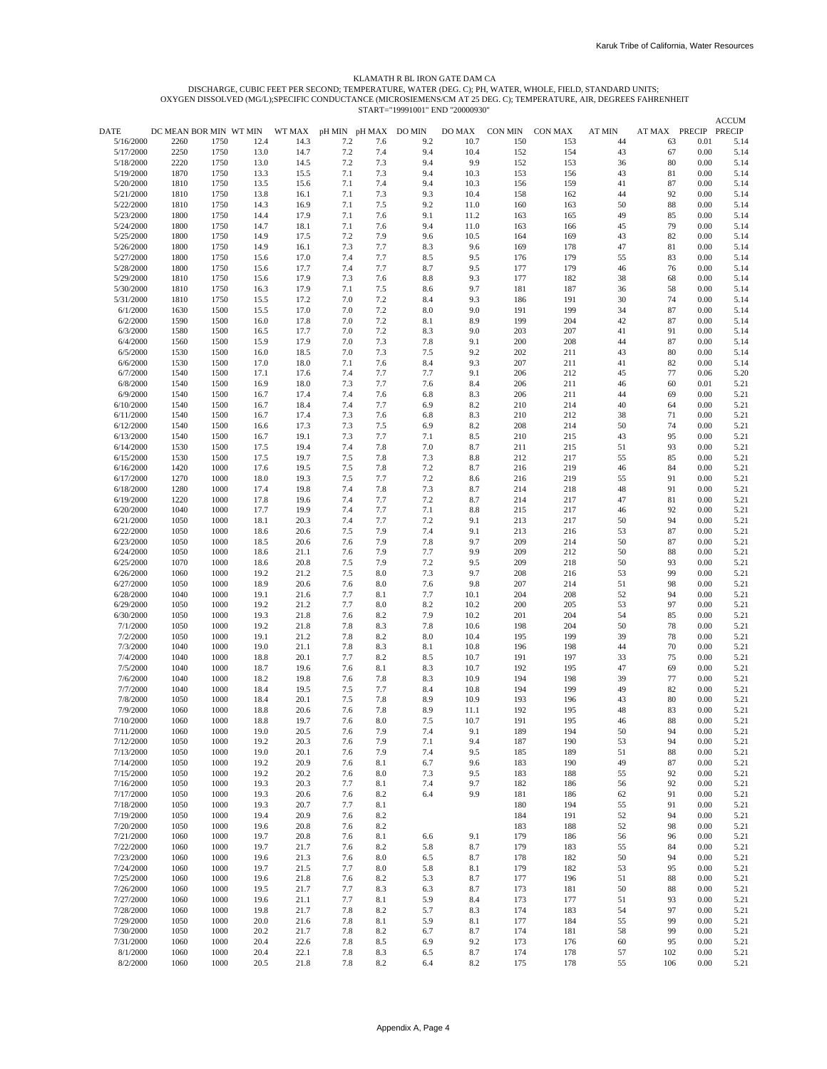KLAMATH R BL IRON GATE DAM CA

DISCHARGE, CUBIC FEET PER SECOND; TEMPERATURE, WATER (DEG. C); PH, WATER, WHOLE, FIELD, STANDARD UNITS;
OXYGEN DISSOLVED (MG/L);SPECIFIC CONDUCTANCE (MICROSIEMENS/CM AT 25 DEG. C); TEMPERATURE, AIR, DEGREES FAHRENHEIT
START="19991001" END "20000930"

| DATE | DC MEAN | BOR MIN | WT MIN | WT MAX | pH MIN | pH MAX | DO MIN | DO MAX | CON MIN | CON MAX | AT MIN | AT MAX | PRECIP | ACCUM PRECIP |
|---|---|---|---|---|---|---|---|---|---|---|---|---|---|---|
| 5/16/2000 | 2260 | 1750 | 12.4 | 14.3 | 7.2 | 7.6 | 9.2 | 10.7 | 150 | 153 | 44 | 63 | 0.01 | 5.14 |
| 5/17/2000 | 2250 | 1750 | 13.0 | 14.7 | 7.2 | 7.4 | 9.4 | 10.4 | 152 | 154 | 43 | 67 | 0.00 | 5.14 |
| 5/18/2000 | 2220 | 1750 | 13.0 | 14.5 | 7.2 | 7.3 | 9.4 | 9.9 | 152 | 153 | 36 | 80 | 0.00 | 5.14 |
| 5/19/2000 | 1870 | 1750 | 13.3 | 15.5 | 7.1 | 7.3 | 9.4 | 10.3 | 153 | 156 | 43 | 81 | 0.00 | 5.14 |
| 5/20/2000 | 1810 | 1750 | 13.5 | 15.6 | 7.1 | 7.4 | 9.4 | 10.3 | 156 | 159 | 41 | 87 | 0.00 | 5.14 |
| 5/21/2000 | 1810 | 1750 | 13.8 | 16.1 | 7.1 | 7.3 | 9.3 | 10.4 | 158 | 162 | 44 | 92 | 0.00 | 5.14 |
| 5/22/2000 | 1810 | 1750 | 14.3 | 16.9 | 7.1 | 7.5 | 9.2 | 11.0 | 160 | 163 | 50 | 88 | 0.00 | 5.14 |
| 5/23/2000 | 1800 | 1750 | 14.4 | 17.9 | 7.1 | 7.6 | 9.1 | 11.2 | 163 | 165 | 49 | 85 | 0.00 | 5.14 |
| 5/24/2000 | 1800 | 1750 | 14.7 | 18.1 | 7.1 | 7.6 | 9.4 | 11.0 | 163 | 166 | 45 | 79 | 0.00 | 5.14 |
| 5/25/2000 | 1800 | 1750 | 14.9 | 17.5 | 7.2 | 7.9 | 9.6 | 10.5 | 164 | 169 | 43 | 82 | 0.00 | 5.14 |
| 5/26/2000 | 1800 | 1750 | 14.9 | 16.1 | 7.3 | 7.7 | 8.3 | 9.6 | 169 | 178 | 47 | 81 | 0.00 | 5.14 |
| 5/27/2000 | 1800 | 1750 | 15.6 | 17.0 | 7.4 | 7.7 | 8.5 | 9.5 | 176 | 179 | 55 | 83 | 0.00 | 5.14 |
| 5/28/2000 | 1800 | 1750 | 15.6 | 17.7 | 7.4 | 7.7 | 8.7 | 9.5 | 177 | 179 | 46 | 76 | 0.00 | 5.14 |
| 5/29/2000 | 1810 | 1750 | 15.6 | 17.9 | 7.3 | 7.6 | 8.8 | 9.3 | 177 | 182 | 38 | 68 | 0.00 | 5.14 |
| 5/30/2000 | 1810 | 1750 | 16.3 | 17.9 | 7.1 | 7.5 | 8.6 | 9.7 | 181 | 187 | 36 | 58 | 0.00 | 5.14 |
| 5/31/2000 | 1810 | 1750 | 15.5 | 17.2 | 7.0 | 7.2 | 8.4 | 9.3 | 186 | 191 | 30 | 74 | 0.00 | 5.14 |
| 6/1/2000 | 1630 | 1500 | 15.5 | 17.0 | 7.0 | 7.2 | 8.0 | 9.0 | 191 | 199 | 34 | 87 | 0.00 | 5.14 |
| 6/2/2000 | 1590 | 1500 | 16.0 | 17.8 | 7.0 | 7.2 | 8.1 | 8.9 | 199 | 204 | 42 | 87 | 0.00 | 5.14 |
| 6/3/2000 | 1580 | 1500 | 16.5 | 17.7 | 7.0 | 7.2 | 8.3 | 9.0 | 203 | 207 | 41 | 91 | 0.00 | 5.14 |
| 6/4/2000 | 1560 | 1500 | 15.9 | 17.9 | 7.0 | 7.3 | 7.8 | 9.1 | 200 | 208 | 44 | 87 | 0.00 | 5.14 |
| 6/5/2000 | 1530 | 1500 | 16.0 | 18.5 | 7.0 | 7.3 | 7.5 | 9.2 | 202 | 211 | 43 | 80 | 0.00 | 5.14 |
| 6/6/2000 | 1530 | 1500 | 17.0 | 18.0 | 7.1 | 7.6 | 8.4 | 9.3 | 207 | 211 | 41 | 82 | 0.00 | 5.14 |
| 6/7/2000 | 1540 | 1500 | 17.1 | 17.6 | 7.4 | 7.7 | 7.7 | 9.1 | 206 | 212 | 45 | 77 | 0.06 | 5.20 |
| 6/8/2000 | 1540 | 1500 | 16.9 | 18.0 | 7.3 | 7.7 | 7.6 | 8.4 | 206 | 211 | 46 | 60 | 0.01 | 5.21 |
| 6/9/2000 | 1540 | 1500 | 16.7 | 17.4 | 7.4 | 7.6 | 6.8 | 8.3 | 206 | 211 | 44 | 69 | 0.00 | 5.21 |
| 6/10/2000 | 1540 | 1500 | 16.7 | 18.4 | 7.4 | 7.7 | 6.9 | 8.2 | 210 | 214 | 40 | 64 | 0.00 | 5.21 |
| 6/11/2000 | 1540 | 1500 | 16.7 | 17.4 | 7.3 | 7.6 | 6.8 | 8.3 | 210 | 212 | 38 | 71 | 0.00 | 5.21 |
| 6/12/2000 | 1540 | 1500 | 16.6 | 17.3 | 7.3 | 7.5 | 6.9 | 8.2 | 208 | 214 | 50 | 74 | 0.00 | 5.21 |
| 6/13/2000 | 1540 | 1500 | 16.7 | 19.1 | 7.3 | 7.7 | 7.1 | 8.5 | 210 | 215 | 43 | 95 | 0.00 | 5.21 |
| 6/14/2000 | 1530 | 1500 | 17.5 | 19.4 | 7.4 | 7.8 | 7.0 | 8.7 | 211 | 215 | 51 | 93 | 0.00 | 5.21 |
| 6/15/2000 | 1530 | 1500 | 17.5 | 19.7 | 7.5 | 7.8 | 7.3 | 8.8 | 212 | 217 | 55 | 85 | 0.00 | 5.21 |
| 6/16/2000 | 1420 | 1000 | 17.6 | 19.5 | 7.5 | 7.8 | 7.2 | 8.7 | 216 | 219 | 46 | 84 | 0.00 | 5.21 |
| 6/17/2000 | 1270 | 1000 | 18.0 | 19.3 | 7.5 | 7.7 | 7.2 | 8.6 | 216 | 219 | 55 | 91 | 0.00 | 5.21 |
| 6/18/2000 | 1280 | 1000 | 17.4 | 19.8 | 7.4 | 7.8 | 7.3 | 8.7 | 214 | 218 | 48 | 91 | 0.00 | 5.21 |
| 6/19/2000 | 1220 | 1000 | 17.8 | 19.6 | 7.4 | 7.7 | 7.2 | 8.7 | 214 | 217 | 47 | 81 | 0.00 | 5.21 |
| 6/20/2000 | 1040 | 1000 | 17.7 | 19.9 | 7.4 | 7.7 | 7.1 | 8.8 | 215 | 217 | 46 | 92 | 0.00 | 5.21 |
| 6/21/2000 | 1050 | 1000 | 18.1 | 20.3 | 7.4 | 7.7 | 7.2 | 9.1 | 213 | 217 | 50 | 94 | 0.00 | 5.21 |
| 6/22/2000 | 1050 | 1000 | 18.6 | 20.6 | 7.5 | 7.9 | 7.4 | 9.1 | 213 | 216 | 53 | 87 | 0.00 | 5.21 |
| 6/23/2000 | 1050 | 1000 | 18.5 | 20.6 | 7.6 | 7.9 | 7.8 | 9.7 | 209 | 214 | 50 | 87 | 0.00 | 5.21 |
| 6/24/2000 | 1050 | 1000 | 18.6 | 21.1 | 7.6 | 7.9 | 7.7 | 9.9 | 209 | 212 | 50 | 88 | 0.00 | 5.21 |
| 6/25/2000 | 1070 | 1000 | 18.6 | 20.8 | 7.5 | 7.9 | 7.2 | 9.5 | 209 | 218 | 50 | 93 | 0.00 | 5.21 |
| 6/26/2000 | 1060 | 1000 | 19.2 | 21.2 | 7.5 | 8.0 | 7.3 | 9.7 | 208 | 216 | 53 | 99 | 0.00 | 5.21 |
| 6/27/2000 | 1050 | 1000 | 18.9 | 20.6 | 7.6 | 8.0 | 7.6 | 9.8 | 207 | 214 | 51 | 98 | 0.00 | 5.21 |
| 6/28/2000 | 1040 | 1000 | 19.1 | 21.6 | 7.7 | 8.1 | 7.7 | 10.1 | 204 | 208 | 52 | 94 | 0.00 | 5.21 |
| 6/29/2000 | 1050 | 1000 | 19.2 | 21.2 | 7.7 | 8.0 | 8.2 | 10.2 | 200 | 205 | 53 | 97 | 0.00 | 5.21 |
| 6/30/2000 | 1050 | 1000 | 19.3 | 21.8 | 7.6 | 8.2 | 7.9 | 10.2 | 201 | 204 | 54 | 85 | 0.00 | 5.21 |
| 7/1/2000 | 1050 | 1000 | 19.2 | 21.8 | 7.8 | 8.3 | 7.8 | 10.6 | 198 | 204 | 50 | 78 | 0.00 | 5.21 |
| 7/2/2000 | 1050 | 1000 | 19.1 | 21.2 | 7.8 | 8.2 | 8.0 | 10.4 | 195 | 199 | 39 | 78 | 0.00 | 5.21 |
| 7/3/2000 | 1040 | 1000 | 19.0 | 21.1 | 7.8 | 8.3 | 8.1 | 10.8 | 196 | 198 | 44 | 70 | 0.00 | 5.21 |
| 7/4/2000 | 1040 | 1000 | 18.8 | 20.1 | 7.7 | 8.2 | 8.5 | 10.7 | 191 | 197 | 33 | 75 | 0.00 | 5.21 |
| 7/5/2000 | 1040 | 1000 | 18.7 | 19.6 | 7.6 | 8.1 | 8.3 | 10.7 | 192 | 195 | 47 | 69 | 0.00 | 5.21 |
| 7/6/2000 | 1040 | 1000 | 18.2 | 19.8 | 7.6 | 7.8 | 8.3 | 10.9 | 194 | 198 | 39 | 77 | 0.00 | 5.21 |
| 7/7/2000 | 1040 | 1000 | 18.4 | 19.5 | 7.5 | 7.7 | 8.4 | 10.8 | 194 | 199 | 49 | 82 | 0.00 | 5.21 |
| 7/8/2000 | 1050 | 1000 | 18.4 | 20.1 | 7.5 | 7.8 | 8.9 | 10.9 | 193 | 196 | 43 | 80 | 0.00 | 5.21 |
| 7/9/2000 | 1060 | 1000 | 18.8 | 20.6 | 7.6 | 7.8 | 8.9 | 11.1 | 192 | 195 | 48 | 83 | 0.00 | 5.21 |
| 7/10/2000 | 1060 | 1000 | 18.8 | 19.7 | 7.6 | 8.0 | 7.5 | 10.7 | 191 | 195 | 46 | 88 | 0.00 | 5.21 |
| 7/11/2000 | 1060 | 1000 | 19.0 | 20.5 | 7.6 | 7.9 | 7.4 | 9.1 | 189 | 194 | 50 | 94 | 0.00 | 5.21 |
| 7/12/2000 | 1050 | 1000 | 19.2 | 20.3 | 7.6 | 7.9 | 7.1 | 9.4 | 187 | 190 | 53 | 94 | 0.00 | 5.21 |
| 7/13/2000 | 1050 | 1000 | 19.0 | 20.1 | 7.6 | 7.9 | 7.4 | 9.5 | 185 | 189 | 51 | 88 | 0.00 | 5.21 |
| 7/14/2000 | 1050 | 1000 | 19.2 | 20.9 | 7.6 | 8.1 | 6.7 | 9.6 | 183 | 190 | 49 | 87 | 0.00 | 5.21 |
| 7/15/2000 | 1050 | 1000 | 19.2 | 20.2 | 7.6 | 8.0 | 7.3 | 9.5 | 183 | 188 | 55 | 92 | 0.00 | 5.21 |
| 7/16/2000 | 1050 | 1000 | 19.3 | 20.3 | 7.7 | 8.1 | 7.4 | 9.7 | 182 | 186 | 56 | 92 | 0.00 | 5.21 |
| 7/17/2000 | 1050 | 1000 | 19.3 | 20.6 | 7.6 | 8.2 | 6.4 | 9.9 | 181 | 186 | 62 | 91 | 0.00 | 5.21 |
| 7/18/2000 | 1050 | 1000 | 19.3 | 20.7 | 7.7 | 8.1 | | | 180 | 194 | 55 | 91 | 0.00 | 5.21 |
| 7/19/2000 | 1050 | 1000 | 19.4 | 20.9 | 7.6 | 8.2 | | | 184 | 191 | 52 | 94 | 0.00 | 5.21 |
| 7/20/2000 | 1050 | 1000 | 19.6 | 20.8 | 7.6 | 8.2 | | | 183 | 188 | 52 | 98 | 0.00 | 5.21 |
| 7/21/2000 | 1060 | 1000 | 19.7 | 20.8 | 7.6 | 8.1 | 6.6 | 9.1 | 179 | 186 | 56 | 96 | 0.00 | 5.21 |
| 7/22/2000 | 1060 | 1000 | 19.7 | 21.7 | 7.6 | 8.2 | 5.8 | 8.7 | 179 | 183 | 55 | 84 | 0.00 | 5.21 |
| 7/23/2000 | 1060 | 1000 | 19.6 | 21.3 | 7.6 | 8.0 | 6.5 | 8.7 | 178 | 182 | 50 | 94 | 0.00 | 5.21 |
| 7/24/2000 | 1060 | 1000 | 19.7 | 21.5 | 7.7 | 8.0 | 5.8 | 8.1 | 179 | 182 | 53 | 95 | 0.00 | 5.21 |
| 7/25/2000 | 1060 | 1000 | 19.6 | 21.8 | 7.6 | 8.2 | 5.3 | 8.7 | 177 | 196 | 51 | 88 | 0.00 | 5.21 |
| 7/26/2000 | 1060 | 1000 | 19.5 | 21.7 | 7.7 | 8.3 | 6.3 | 8.7 | 173 | 181 | 50 | 88 | 0.00 | 5.21 |
| 7/27/2000 | 1060 | 1000 | 19.6 | 21.1 | 7.7 | 8.1 | 5.9 | 8.4 | 173 | 177 | 51 | 93 | 0.00 | 5.21 |
| 7/28/2000 | 1060 | 1000 | 19.8 | 21.7 | 7.8 | 8.2 | 5.7 | 8.3 | 174 | 183 | 54 | 97 | 0.00 | 5.21 |
| 7/29/2000 | 1050 | 1000 | 20.0 | 21.6 | 7.8 | 8.1 | 5.9 | 8.1 | 177 | 184 | 55 | 99 | 0.00 | 5.21 |
| 7/30/2000 | 1050 | 1000 | 20.2 | 21.7 | 7.8 | 8.2 | 6.7 | 8.7 | 174 | 181 | 58 | 99 | 0.00 | 5.21 |
| 7/31/2000 | 1060 | 1000 | 20.4 | 22.6 | 7.8 | 8.5 | 6.9 | 9.2 | 173 | 176 | 60 | 95 | 0.00 | 5.21 |
| 8/1/2000 | 1060 | 1000 | 20.4 | 22.1 | 7.8 | 8.3 | 6.5 | 8.7 | 174 | 178 | 57 | 102 | 0.00 | 5.21 |
| 8/2/2000 | 1060 | 1000 | 20.5 | 21.8 | 7.8 | 8.2 | 6.4 | 8.2 | 175 | 178 | 55 | 106 | 0.00 | 5.21 |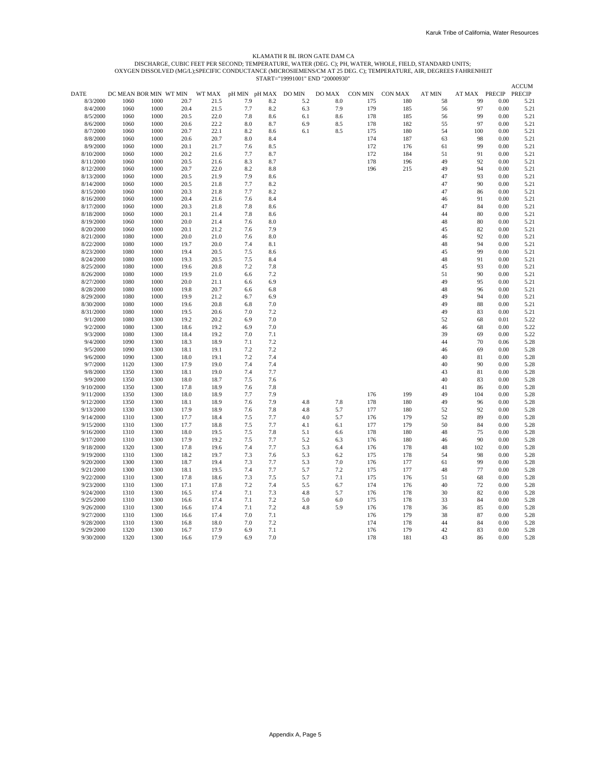KLAMATH R BL IRON GATE DAM CA
DISCHARGE, CUBIC FEET PER SECOND; TEMPERATURE, WATER (DEG. C); PH, WATER, WHOLE, FIELD, STANDARD UNITS;
OXYGEN DISSOLVED (MG/L);SPECIFIC CONDUCTANCE (MICROSIEMENS/CM AT 25 DEG. C); TEMPERATURE, AIR, DEGREES FAHRENHEIT
START="19991001" END "20000930"

| DATE | DC MEAN | BOR MIN | WT MIN | WT MAX | pH MIN | pH MAX | DO MIN | DO MAX | CON MIN | CON MAX | AT MIN | AT MAX | PRECIP | ACCUM PRECIP |
|---|---|---|---|---|---|---|---|---|---|---|---|---|---|---|
| 8/3/2000 | 1060 | 1000 | 20.7 | 21.5 | 7.9 | 8.2 | 5.2 | 8.0 | 175 | 180 | 58 | 99 | 0.00 | 5.21 |
| 8/4/2000 | 1060 | 1000 | 20.4 | 21.5 | 7.7 | 8.2 | 6.3 | 7.9 | 179 | 185 | 56 | 97 | 0.00 | 5.21 |
| 8/5/2000 | 1060 | 1000 | 20.5 | 22.0 | 7.8 | 8.6 | 6.1 | 8.6 | 178 | 185 | 56 | 99 | 0.00 | 5.21 |
| 8/6/2000 | 1060 | 1000 | 20.6 | 22.2 | 8.0 | 8.7 | 6.9 | 8.5 | 178 | 182 | 55 | 97 | 0.00 | 5.21 |
| 8/7/2000 | 1060 | 1000 | 20.7 | 22.1 | 8.2 | 8.6 | 6.1 | 8.5 | 175 | 180 | 54 | 100 | 0.00 | 5.21 |
| 8/8/2000 | 1060 | 1000 | 20.6 | 20.7 | 8.0 | 8.4 | | | 174 | 187 | 63 | 98 | 0.00 | 5.21 |
| 8/9/2000 | 1060 | 1000 | 20.1 | 21.7 | 7.6 | 8.5 | | | 172 | 176 | 61 | 99 | 0.00 | 5.21 |
| 8/10/2000 | 1060 | 1000 | 20.2 | 21.6 | 7.7 | 8.7 | | | 172 | 184 | 51 | 91 | 0.00 | 5.21 |
| 8/11/2000 | 1060 | 1000 | 20.5 | 21.6 | 8.3 | 8.7 | | | 178 | 196 | 49 | 92 | 0.00 | 5.21 |
| 8/12/2000 | 1060 | 1000 | 20.7 | 22.0 | 8.2 | 8.8 | | | 196 | 215 | 49 | 94 | 0.00 | 5.21 |
| 8/13/2000 | 1060 | 1000 | 20.5 | 21.9 | 7.9 | 8.6 | | | | | 47 | 93 | 0.00 | 5.21 |
| 8/14/2000 | 1060 | 1000 | 20.5 | 21.8 | 7.7 | 8.2 | | | | | 47 | 90 | 0.00 | 5.21 |
| 8/15/2000 | 1060 | 1000 | 20.3 | 21.8 | 7.7 | 8.2 | | | | | 47 | 86 | 0.00 | 5.21 |
| 8/16/2000 | 1060 | 1000 | 20.4 | 21.6 | 7.6 | 8.4 | | | | | 46 | 91 | 0.00 | 5.21 |
| 8/17/2000 | 1060 | 1000 | 20.3 | 21.8 | 7.8 | 8.6 | | | | | 47 | 84 | 0.00 | 5.21 |
| 8/18/2000 | 1060 | 1000 | 20.1 | 21.4 | 7.8 | 8.6 | | | | | 44 | 80 | 0.00 | 5.21 |
| 8/19/2000 | 1060 | 1000 | 20.0 | 21.4 | 7.6 | 8.0 | | | | | 48 | 80 | 0.00 | 5.21 |
| 8/20/2000 | 1060 | 1000 | 20.1 | 21.2 | 7.6 | 7.9 | | | | | 45 | 82 | 0.00 | 5.21 |
| 8/21/2000 | 1080 | 1000 | 20.0 | 21.0 | 7.6 | 8.0 | | | | | 46 | 92 | 0.00 | 5.21 |
| 8/22/2000 | 1080 | 1000 | 19.7 | 20.0 | 7.4 | 8.1 | | | | | 48 | 94 | 0.00 | 5.21 |
| 8/23/2000 | 1080 | 1000 | 19.4 | 20.5 | 7.5 | 8.6 | | | | | 45 | 99 | 0.00 | 5.21 |
| 8/24/2000 | 1080 | 1000 | 19.3 | 20.5 | 7.5 | 8.4 | | | | | 48 | 91 | 0.00 | 5.21 |
| 8/25/2000 | 1080 | 1000 | 19.6 | 20.8 | 7.2 | 7.8 | | | | | 45 | 93 | 0.00 | 5.21 |
| 8/26/2000 | 1080 | 1000 | 19.9 | 21.0 | 6.6 | 7.2 | | | | | 51 | 90 | 0.00 | 5.21 |
| 8/27/2000 | 1080 | 1000 | 20.0 | 21.1 | 6.6 | 6.9 | | | | | 49 | 95 | 0.00 | 5.21 |
| 8/28/2000 | 1080 | 1000 | 19.8 | 20.7 | 6.6 | 6.8 | | | | | 48 | 96 | 0.00 | 5.21 |
| 8/29/2000 | 1080 | 1000 | 19.9 | 21.2 | 6.7 | 6.9 | | | | | 49 | 94 | 0.00 | 5.21 |
| 8/30/2000 | 1080 | 1000 | 19.6 | 20.8 | 6.8 | 7.0 | | | | | 49 | 88 | 0.00 | 5.21 |
| 8/31/2000 | 1080 | 1000 | 19.5 | 20.6 | 7.0 | 7.2 | | | | | 49 | 83 | 0.00 | 5.21 |
| 9/1/2000 | 1080 | 1300 | 19.2 | 20.2 | 6.9 | 7.0 | | | | | 52 | 68 | 0.01 | 5.22 |
| 9/2/2000 | 1080 | 1300 | 18.6 | 19.2 | 6.9 | 7.0 | | | | | 46 | 68 | 0.00 | 5.22 |
| 9/3/2000 | 1080 | 1300 | 18.4 | 19.2 | 7.0 | 7.1 | | | | | 39 | 69 | 0.00 | 5.22 |
| 9/4/2000 | 1090 | 1300 | 18.3 | 18.9 | 7.1 | 7.2 | | | | | 44 | 70 | 0.06 | 5.28 |
| 9/5/2000 | 1090 | 1300 | 18.1 | 19.1 | 7.2 | 7.2 | | | | | 46 | 69 | 0.00 | 5.28 |
| 9/6/2000 | 1090 | 1300 | 18.0 | 19.1 | 7.2 | 7.4 | | | | | 40 | 81 | 0.00 | 5.28 |
| 9/7/2000 | 1120 | 1300 | 17.9 | 19.0 | 7.4 | 7.4 | | | | | 40 | 90 | 0.00 | 5.28 |
| 9/8/2000 | 1350 | 1300 | 18.1 | 19.0 | 7.4 | 7.7 | | | | | 43 | 81 | 0.00 | 5.28 |
| 9/9/2000 | 1350 | 1300 | 18.0 | 18.7 | 7.5 | 7.6 | | | | | 40 | 83 | 0.00 | 5.28 |
| 9/10/2000 | 1350 | 1300 | 17.8 | 18.9 | 7.6 | 7.8 | | | | | 41 | 86 | 0.00 | 5.28 |
| 9/11/2000 | 1350 | 1300 | 18.0 | 18.9 | 7.7 | 7.9 | | | 176 | 199 | 49 | 104 | 0.00 | 5.28 |
| 9/12/2000 | 1350 | 1300 | 18.1 | 18.9 | 7.6 | 7.9 | 4.8 | 7.8 | 178 | 180 | 49 | 96 | 0.00 | 5.28 |
| 9/13/2000 | 1330 | 1300 | 17.9 | 18.9 | 7.6 | 7.8 | 4.8 | 5.7 | 177 | 180 | 52 | 92 | 0.00 | 5.28 |
| 9/14/2000 | 1310 | 1300 | 17.7 | 18.4 | 7.5 | 7.7 | 4.0 | 5.7 | 176 | 179 | 52 | 89 | 0.00 | 5.28 |
| 9/15/2000 | 1310 | 1300 | 17.7 | 18.8 | 7.5 | 7.7 | 4.1 | 6.1 | 177 | 179 | 50 | 84 | 0.00 | 5.28 |
| 9/16/2000 | 1310 | 1300 | 18.0 | 19.5 | 7.5 | 7.8 | 5.1 | 6.6 | 178 | 180 | 48 | 75 | 0.00 | 5.28 |
| 9/17/2000 | 1310 | 1300 | 17.9 | 19.2 | 7.5 | 7.7 | 5.2 | 6.3 | 176 | 180 | 46 | 90 | 0.00 | 5.28 |
| 9/18/2000 | 1320 | 1300 | 17.8 | 19.6 | 7.4 | 7.7 | 5.3 | 6.4 | 176 | 178 | 48 | 102 | 0.00 | 5.28 |
| 9/19/2000 | 1310 | 1300 | 18.2 | 19.7 | 7.3 | 7.6 | 5.3 | 6.2 | 175 | 178 | 54 | 98 | 0.00 | 5.28 |
| 9/20/2000 | 1300 | 1300 | 18.7 | 19.4 | 7.3 | 7.7 | 5.3 | 7.0 | 176 | 177 | 61 | 99 | 0.00 | 5.28 |
| 9/21/2000 | 1300 | 1300 | 18.1 | 19.5 | 7.4 | 7.7 | 5.7 | 7.2 | 175 | 177 | 48 | 77 | 0.00 | 5.28 |
| 9/22/2000 | 1310 | 1300 | 17.8 | 18.6 | 7.3 | 7.5 | 5.7 | 7.1 | 175 | 176 | 51 | 68 | 0.00 | 5.28 |
| 9/23/2000 | 1310 | 1300 | 17.1 | 17.8 | 7.2 | 7.4 | 5.5 | 6.7 | 174 | 176 | 40 | 72 | 0.00 | 5.28 |
| 9/24/2000 | 1310 | 1300 | 16.5 | 17.4 | 7.1 | 7.3 | 4.8 | 5.7 | 176 | 178 | 30 | 82 | 0.00 | 5.28 |
| 9/25/2000 | 1310 | 1300 | 16.6 | 17.4 | 7.1 | 7.2 | 5.0 | 6.0 | 175 | 178 | 33 | 84 | 0.00 | 5.28 |
| 9/26/2000 | 1310 | 1300 | 16.6 | 17.4 | 7.1 | 7.2 | 4.8 | 5.9 | 176 | 178 | 36 | 85 | 0.00 | 5.28 |
| 9/27/2000 | 1310 | 1300 | 16.6 | 17.4 | 7.0 | 7.1 | | | 176 | 179 | 38 | 87 | 0.00 | 5.28 |
| 9/28/2000 | 1310 | 1300 | 16.8 | 18.0 | 7.0 | 7.2 | | | 174 | 178 | 44 | 84 | 0.00 | 5.28 |
| 9/29/2000 | 1320 | 1300 | 16.7 | 17.9 | 6.9 | 7.1 | | | 176 | 179 | 42 | 83 | 0.00 | 5.28 |
| 9/30/2000 | 1320 | 1300 | 16.6 | 17.9 | 6.9 | 7.0 | | | 178 | 181 | 43 | 86 | 0.00 | 5.28 |